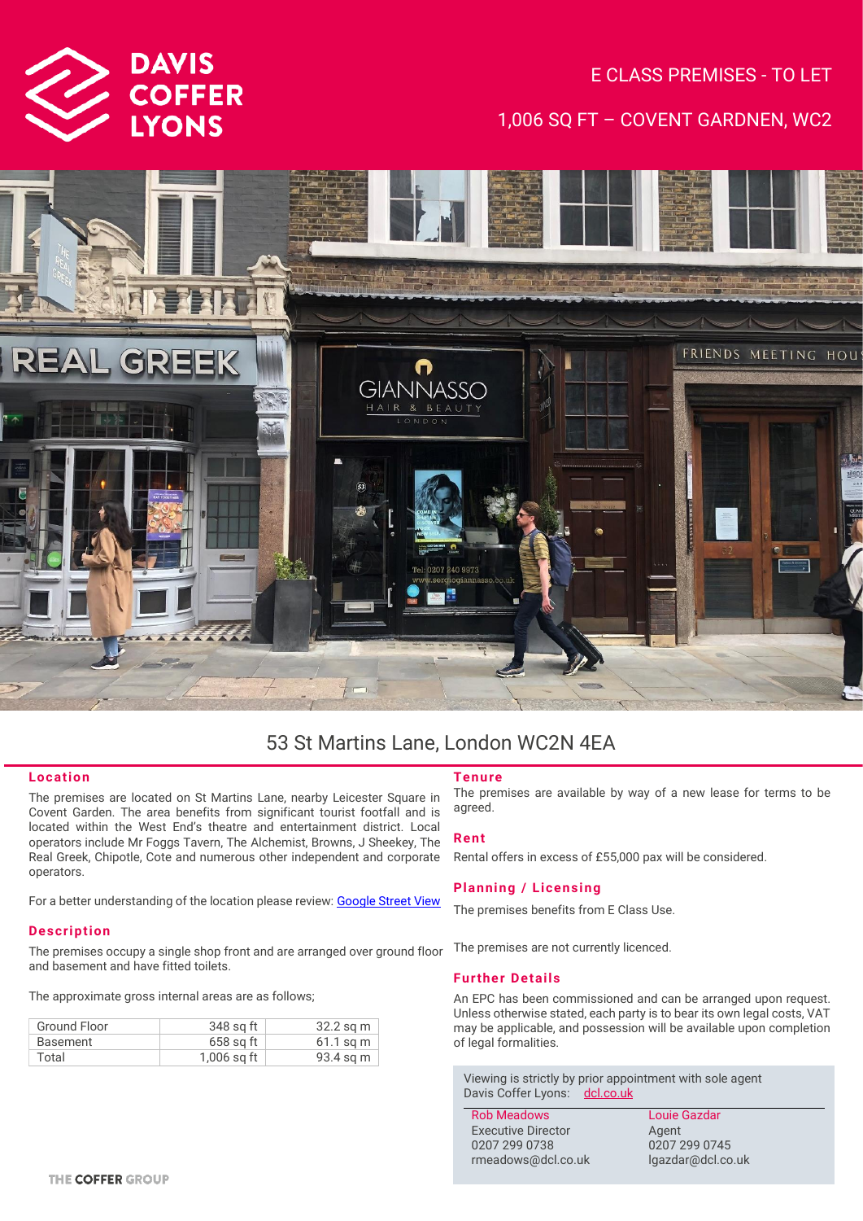DAVIS COFFER LYONS

E CLASS PREMISES - TO LET

1,006 SQ FT – COVENT GARDNEN, WC2

# 53 St Martins Lane, London WC2N 4EA

## Location

The premises are located on St Martins Lane, nearby Leicester Square in Covent Garden. The area benefits from significant tourist footfall and is located within the West End's theatre and entertainment district. Local operators include Mr Foggs Tavern, The Alchemist, Browns, J Sheekey, The Real Greek, Chipotle, Cote and numerous other independent and corporate operators.

For a better understanding of the location please review: Google Street View

## Description

The premises occupy a single shop front and are arranged over ground floor and basement and have fitted toilets.

The approximate gross internal areas are as follows;

| | | |
|---|---|---|
| Ground Floor | 348 sq ft | 32.2 sq m |
| Basement | 658 sq ft | 61.1 sq m |
| Total | 1,006 sq ft | 93.4 sq m |

## Tenure

The premises are available by way of a new lease for terms to be agreed.

## Rent

Rental offers in excess of £55,000 pax will be considered.

## Planning / Licensing

The premises benefits from E Class Use.

The premises are not currently licenced.

## Further Details

An EPC has been commissioned and can be arranged upon request. Unless otherwise stated, each party is to bear its own legal costs, VAT may be applicable, and possession will be available upon completion of legal formalities.

Viewing is strictly by prior appointment with sole agent Davis Coffer Lyons: dcl.co.uk

Rob Meadows
Executive Director
0207 299 0738
rmeadows@dcl.co.uk

Louie Gazdar
Agent
0207 299 0745
lgazdar@dcl.co.uk

THE COFFER GROUP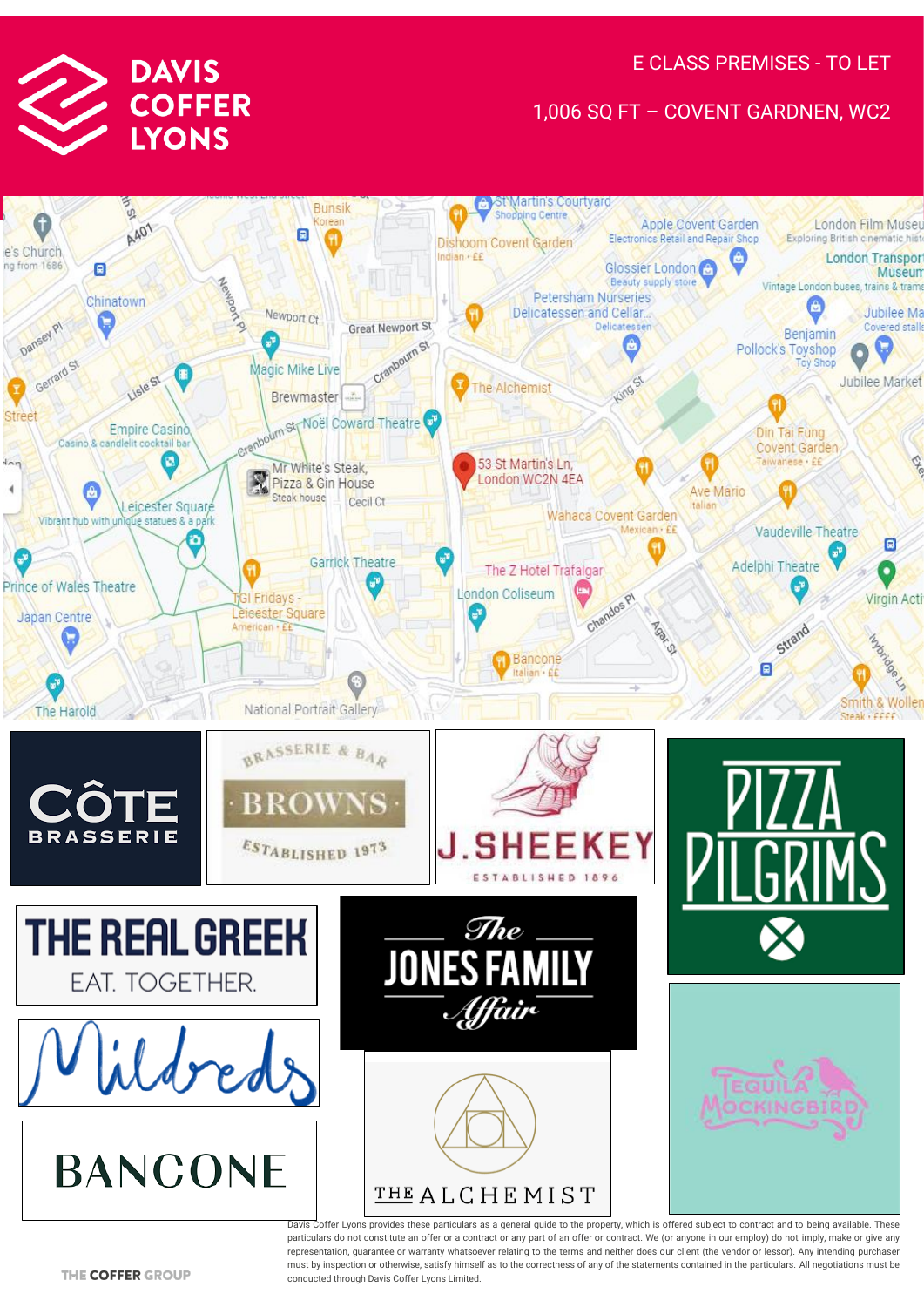# DAVIS COFFER LYONS

E CLASS PREMISES - TO LET

1,006 SQ FT – COVENT GARDNEN, WC2

53 St Martin's Ln, London WC2N 4EA

CÔTE BRASSERIE

BRASSERIE & BAR BROWNS ESTABLISHED 1973

J.SHEEKEY ESTABLISHED 1896

PIZZA PILGRIMS

THE REAL GREEK EAT. TOGETHER.

The JONES FAMILY Affair

Mildreds

BANCONE

THE ALCHEMIST

TEQUILA MOCKINGBIRD

Davis Coffer Lyons provides these particulars as a general guide to the property, which is offered subject to contract and to being available. These particulars do not constitute an offer or a contract or any part of an offer or contract. We (or anyone in our employ) do not imply, make or give any representation, guarantee or warranty whatsoever relating to the terms and neither does our client (the vendor or lessor). Any intending purchaser must by inspection or otherwise, satisfy himself as to the correctness of any of the statements contained in the particulars. All negotiations must be conducted through Davis Coffer Lyons Limited.

THE COFFER GROUP